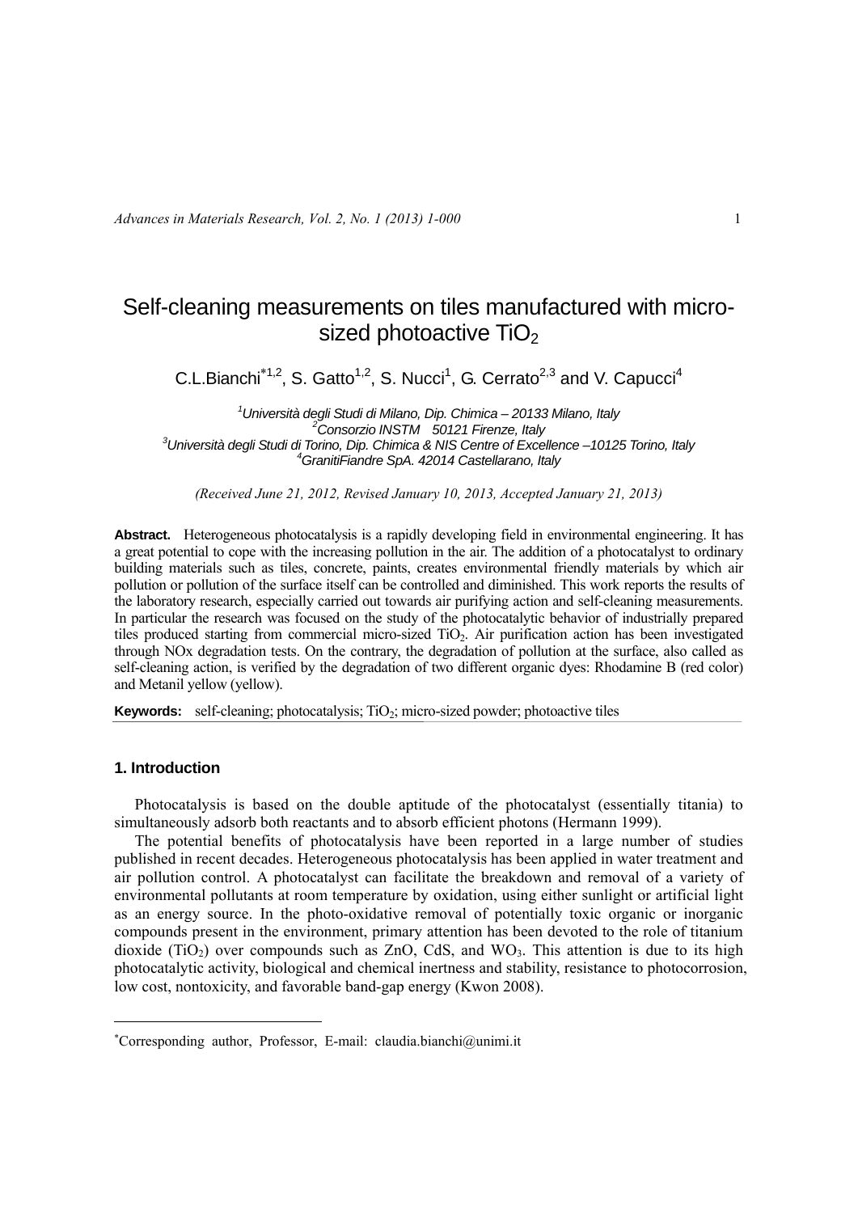# Self-cleaning measurements on tiles manufactured with micro-sized photoactive $TiO_2$

C.L.Bianchi[*1,2], S. Gatto[1,2], S. Nucci[1], G. Cerrato[2,3] and V. Capucci[4]

[1]*Università degli Studi di Milano, Dip. Chimica – 20133 Milano, Italy*
[2]*Consorzio INSTM 50121 Firenze, Italy*
[3]*Università degli Studi di Torino, Dip. Chimica & NIS Centre of Excellence –10125 Torino, Italy*
[4]*GranitiFiandre SpA. 42014 Castellarano, Italy*

*(Received June 21, 2012, Revised January 10, 2013, Accepted January 21, 2013)*

**Abstract.** Heterogeneous photocatalysis is a rapidly developing field in environmental engineering. It has a great potential to cope with the increasing pollution in the air. The addition of a photocatalyst to ordinary building materials such as tiles, concrete, paints, creates environmental friendly materials by which air pollution or pollution of the surface itself can be controlled and diminished. This work reports the results of the laboratory research, especially carried out towards air purifying action and self-cleaning measurements. In particular the research was focused on the study of the photocatalytic behavior of industrially prepared tiles produced starting from commercial micro-sized $TiO_2$. Air purification action has been investigated through NOx degradation tests. On the contrary, the degradation of pollution at the surface, also called as self-cleaning action, is verified by the degradation of two different organic dyes: Rhodamine B (red color) and Metanil yellow (yellow).

**Keywords:** self-cleaning; photocatalysis; $TiO_2$; micro-sized powder; photoactive tiles

## 1. Introduction

Photocatalysis is based on the double aptitude of the photocatalyst (essentially titania) to simultaneously adsorb both reactants and to absorb efficient photons (Hermann 1999).

The potential benefits of photocatalysis have been reported in a large number of studies published in recent decades. Heterogeneous photocatalysis has been applied in water treatment and air pollution control. A photocatalyst can facilitate the breakdown and removal of a variety of environmental pollutants at room temperature by oxidation, using either sunlight or artificial light as an energy source. In the photo-oxidative removal of potentially toxic organic or inorganic compounds present in the environment, primary attention has been devoted to the role of titanium dioxide ($TiO_2$) over compounds such as ZnO, CdS, and $WO_3$. This attention is due to its high photocatalytic activity, biological and chemical inertness and stability, resistance to photocorrosion, low cost, nontoxicity, and favorable band-gap energy (Kwon 2008).

[*]Corresponding author, Professor, E-mail: claudia.bianchi@unimi.it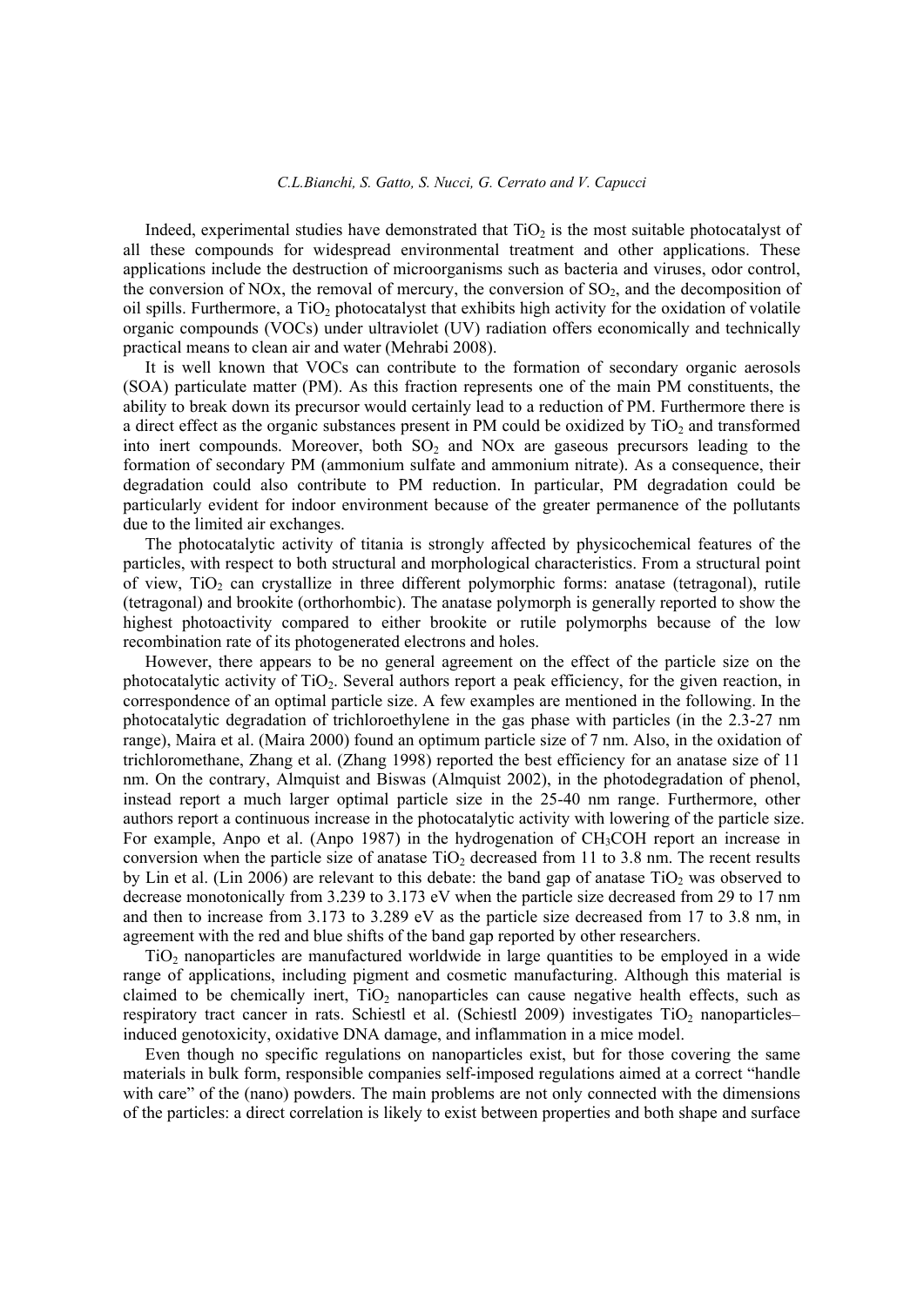Indeed, experimental studies have demonstrated that $TiO_2$ is the most suitable photocatalyst of all these compounds for widespread environmental treatment and other applications. These applications include the destruction of microorganisms such as bacteria and viruses, odor control, the conversion of NOx, the removal of mercury, the conversion of $SO_2$, and the decomposition of oil spills. Furthermore, a $TiO_2$ photocatalyst that exhibits high activity for the oxidation of volatile organic compounds (VOCs) under ultraviolet (UV) radiation offers economically and technically practical means to clean air and water (Mehrabi 2008).

It is well known that VOCs can contribute to the formation of secondary organic aerosols (SOA) particulate matter (PM). As this fraction represents one of the main PM constituents, the ability to break down its precursor would certainly lead to a reduction of PM. Furthermore there is a direct effect as the organic substances present in PM could be oxidized by $TiO_2$ and transformed into inert compounds. Moreover, both $SO_2$ and NOx are gaseous precursors leading to the formation of secondary PM (ammonium sulfate and ammonium nitrate). As a consequence, their degradation could also contribute to PM reduction. In particular, PM degradation could be particularly evident for indoor environment because of the greater permanence of the pollutants due to the limited air exchanges.

The photocatalytic activity of titania is strongly affected by physicochemical features of the particles, with respect to both structural and morphological characteristics. From a structural point of view, $TiO_2$ can crystallize in three different polymorphic forms: anatase (tetragonal), rutile (tetragonal) and brookite (orthorhombic). The anatase polymorph is generally reported to show the highest photoactivity compared to either brookite or rutile polymorphs because of the low recombination rate of its photogenerated electrons and holes.

However, there appears to be no general agreement on the effect of the particle size on the photocatalytic activity of $TiO_2$. Several authors report a peak efficiency, for the given reaction, in correspondence of an optimal particle size. A few examples are mentioned in the following. In the photocatalytic degradation of trichloroethylene in the gas phase with particles (in the 2.3-27 nm range), Maira et al. (Maira 2000) found an optimum particle size of 7 nm. Also, in the oxidation of trichloromethane, Zhang et al. (Zhang 1998) reported the best efficiency for an anatase size of 11 nm. On the contrary, Almquist and Biswas (Almquist 2002), in the photodegradation of phenol, instead report a much larger optimal particle size in the 25-40 nm range. Furthermore, other authors report a continuous increase in the photocatalytic activity with lowering of the particle size. For example, Anpo et al. (Anpo 1987) in the hydrogenation of $CH_3COH$ report an increase in conversion when the particle size of anatase $TiO_2$ decreased from 11 to 3.8 nm. The recent results by Lin et al. (Lin 2006) are relevant to this debate: the band gap of anatase $TiO_2$ was observed to decrease monotonically from 3.239 to 3.173 eV when the particle size decreased from 29 to 17 nm and then to increase from 3.173 to 3.289 eV as the particle size decreased from 17 to 3.8 nm, in agreement with the red and blue shifts of the band gap reported by other researchers.

$TiO_2$ nanoparticles are manufactured worldwide in large quantities to be employed in a wide range of applications, including pigment and cosmetic manufacturing. Although this material is claimed to be chemically inert, $TiO_2$ nanoparticles can cause negative health effects, such as respiratory tract cancer in rats. Schiestl et al. (Schiestl 2009) investigates $TiO_2$ nanoparticles–induced genotoxicity, oxidative DNA damage, and inflammation in a mice model.

Even though no specific regulations on nanoparticles exist, but for those covering the same materials in bulk form, responsible companies self-imposed regulations aimed at a correct "handle with care" of the (nano) powders. The main problems are not only connected with the dimensions of the particles: a direct correlation is likely to exist between properties and both shape and surface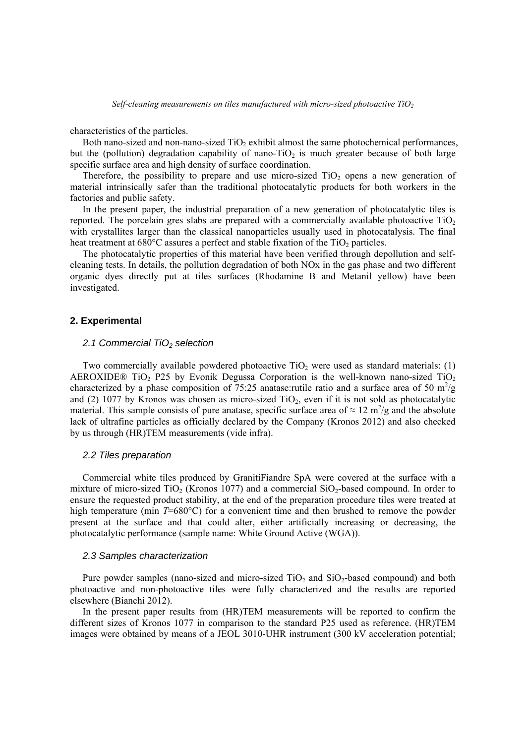characteristics of the particles.

Both nano-sized and non-nano-sized $TiO_2$ exhibit almost the same photochemical performances, but the (pollution) degradation capability of nano-$TiO_2$ is much greater because of both large specific surface area and high density of surface coordination.

Therefore, the possibility to prepare and use micro-sized $TiO_2$ opens a new generation of material intrinsically safer than the traditional photocatalytic products for both workers in the factories and public safety.

In the present paper, the industrial preparation of a new generation of photocatalytic tiles is reported. The porcelain gres slabs are prepared with a commercially available photoactive $TiO_2$ with crystallites larger than the classical nanoparticles usually used in photocatalysis. The final heat treatment at 680°C assures a perfect and stable fixation of the $TiO_2$ particles.

The photocatalytic properties of this material have been verified through depollution and self-cleaning tests. In details, the pollution degradation of both NOx in the gas phase and two different organic dyes directly put at tiles surfaces (Rhodamine B and Metanil yellow) have been investigated.

## 2. Experimental

### 2.1 Commercial $TiO_2$ selection

Two commercially available powdered photoactive $TiO_2$ were used as standard materials: (1) AEROXIDE® $TiO_2$ P25 by Evonik Degussa Corporation is the well-known nano-sized $TiO_2$ characterized by a phase composition of 75:25 anatase:rutile ratio and a surface area of 50 $m^2/g$ and (2) 1077 by Kronos was chosen as micro-sized $TiO_2$, even if it is not sold as photocatalytic material. This sample consists of pure anatase, specific surface area of ≈ 12 $m^2/g$ and the absolute lack of ultrafine particles as officially declared by the Company (Kronos 2012) and also checked by us through (HR)TEM measurements (vide infra).

### 2.2 Tiles preparation

Commercial white tiles produced by GranitiFiandre SpA were covered at the surface with a mixture of micro-sized $TiO_2$ (Kronos 1077) and a commercial $SiO_2$-based compound. In order to ensure the requested product stability, at the end of the preparation procedure tiles were treated at high temperature (min $T$=680°C) for a convenient time and then brushed to remove the powder present at the surface and that could alter, either artificially increasing or decreasing, the photocatalytic performance (sample name: White Ground Active (WGA)).

### 2.3 Samples characterization

Pure powder samples (nano-sized and micro-sized $TiO_2$ and $SiO_2$-based compound) and both photoactive and non-photoactive tiles were fully characterized and the results are reported elsewhere (Bianchi 2012).

In the present paper results from (HR)TEM measurements will be reported to confirm the different sizes of Kronos 1077 in comparison to the standard P25 used as reference. (HR)TEM images were obtained by means of a JEOL 3010-UHR instrument (300 kV acceleration potential;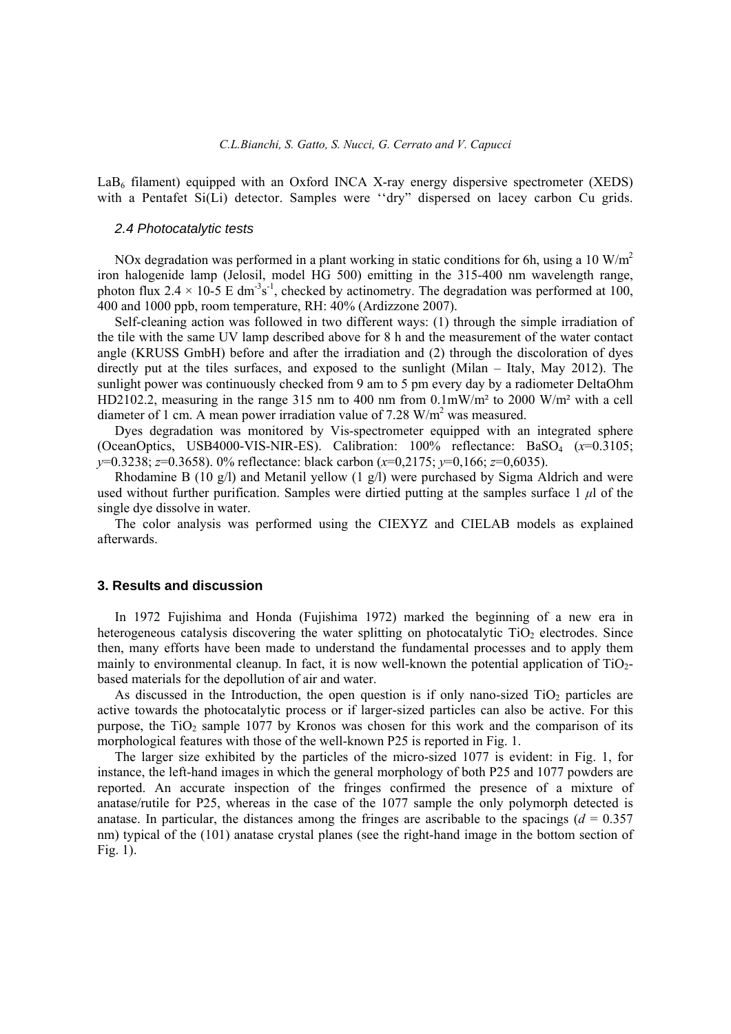$LaB_6$ filament) equipped with an Oxford INCA X-ray energy dispersive spectrometer (XEDS) with a Pentafet Si(Li) detector. Samples were ''dry" dispersed on lacey carbon Cu grids.

### 2.4 Photocatalytic tests

NOx degradation was performed in a plant working in static conditions for 6h, using a 10 W/m$^2$ iron halogenide lamp (Jelosil, model HG 500) emitting in the 315-400 nm wavelength range, photon flux $2.4 \times 10$-5 E dm$^{-3}$s$^{-1}$, checked by actinometry. The degradation was performed at 100, 400 and 1000 ppb, room temperature, RH: 40% (Ardizzone 2007).

Self-cleaning action was followed in two different ways: (1) through the simple irradiation of the tile with the same UV lamp described above for 8 h and the measurement of the water contact angle (KRUSS GmbH) before and after the irradiation and (2) through the discoloration of dyes directly put at the tiles surfaces, and exposed to the sunlight (Milan – Italy, May 2012). The sunlight power was continuously checked from 9 am to 5 pm every day by a radiometer DeltaOhm HD2102.2, measuring in the range 315 nm to 400 nm from 0.1mW/m² to 2000 W/m² with a cell diameter of 1 cm. A mean power irradiation value of 7.28 W/m$^2$ was measured.

Dyes degradation was monitored by Vis-spectrometer equipped with an integrated sphere (OceanOptics, USB4000-VIS-NIR-ES). Calibration: 100% reflectance: $BaSO_4$ ($x$=0.3105; $y$=0.3238; $z$=0.3658). 0% reflectance: black carbon ($x$=0,2175; $y$=0,166; $z$=0,6035).

Rhodamine B (10 g/l) and Metanil yellow (1 g/l) were purchased by Sigma Aldrich and were used without further purification. Samples were dirtied putting at the samples surface 1 $\mu$l of the single dye dissolve in water.

The color analysis was performed using the CIEXYZ and CIELAB models as explained afterwards.

## 3. Results and discussion

In 1972 Fujishima and Honda (Fujishima 1972) marked the beginning of a new era in heterogeneous catalysis discovering the water splitting on photocatalytic $TiO_2$ electrodes. Since then, many efforts have been made to understand the fundamental processes and to apply them mainly to environmental cleanup. In fact, it is now well-known the potential application of $TiO_2$-based materials for the depollution of air and water.

As discussed in the Introduction, the open question is if only nano-sized $TiO_2$ particles are active towards the photocatalytic process or if larger-sized particles can also be active. For this purpose, the $TiO_2$ sample 1077 by Kronos was chosen for this work and the comparison of its morphological features with those of the well-known P25 is reported in Fig. 1.

The larger size exhibited by the particles of the micro-sized 1077 is evident: in Fig. 1, for instance, the left-hand images in which the general morphology of both P25 and 1077 powders are reported. An accurate inspection of the fringes confirmed the presence of a mixture of anatase/rutile for P25, whereas in the case of the 1077 sample the only polymorph detected is anatase. In particular, the distances among the fringes are ascribable to the spacings ($d$ = 0.357 nm) typical of the (101) anatase crystal planes (see the right-hand image in the bottom section of Fig. 1).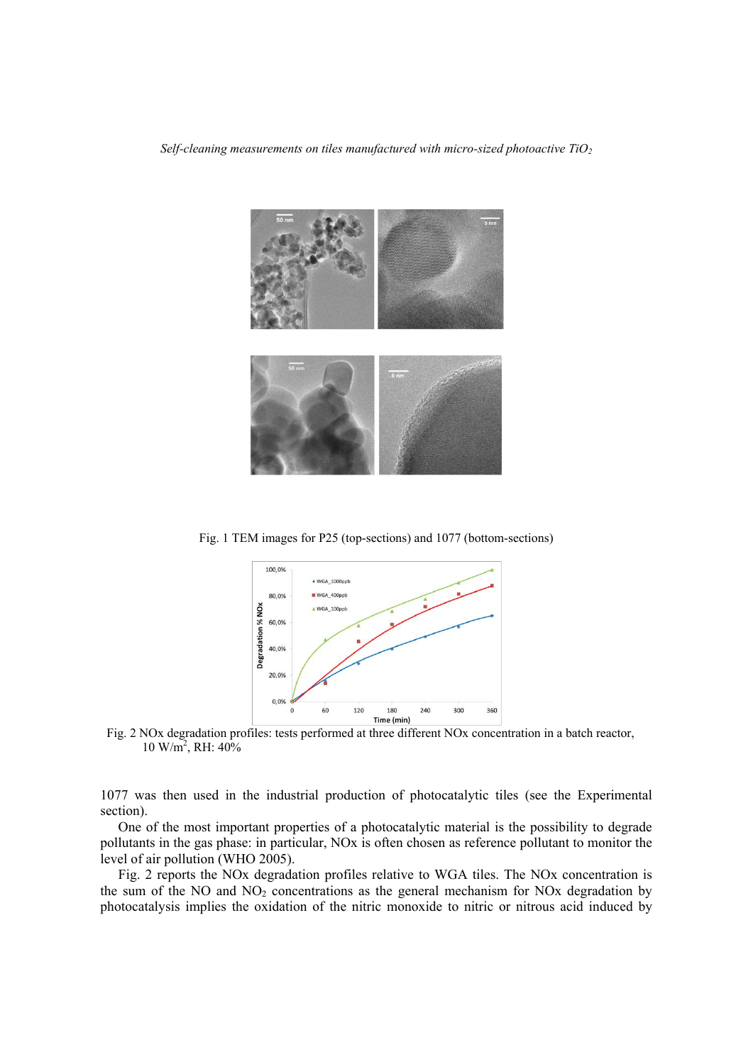Fig. 1 TEM images for P25 (top-sections) and 1077 (bottom-sections)

Fig. 2 NOx degradation profiles: tests performed at three different NOx concentration in a batch reactor, 10 W/m$^2$, RH: 40%

1077 was then used in the industrial production of photocatalytic tiles (see the Experimental section).

One of the most important properties of a photocatalytic material is the possibility to degrade pollutants in the gas phase: in particular, NOx is often chosen as reference pollutant to monitor the level of air pollution (WHO 2005).

Fig. 2 reports the NOx degradation profiles relative to WGA tiles. The NOx concentration is the sum of the NO and $NO_2$ concentrations as the general mechanism for NOx degradation by photocatalysis implies the oxidation of the nitric monoxide to nitric or nitrous acid induced by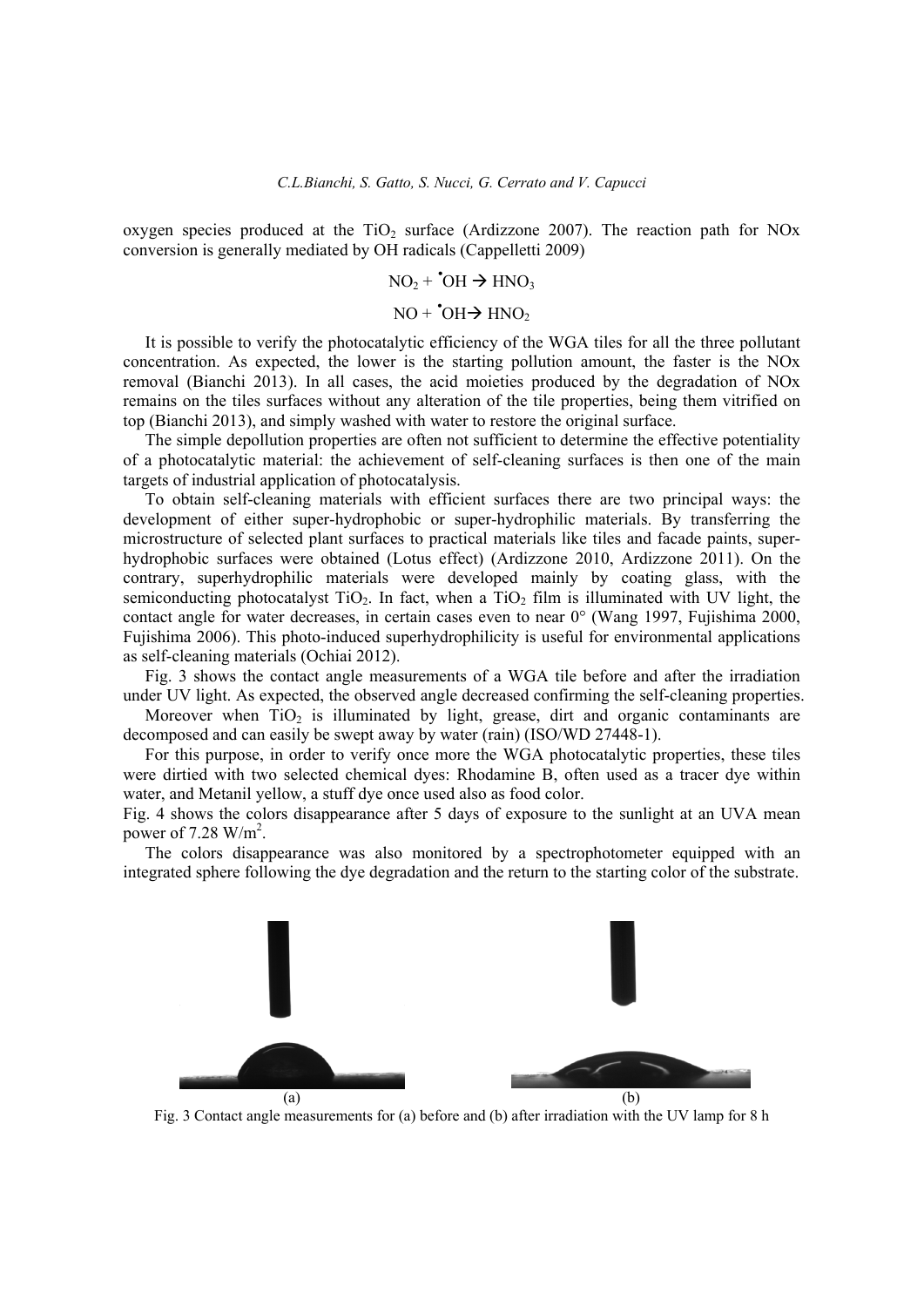oxygen species produced at the $TiO_2$ surface (Ardizzone 2007). The reaction path for NOx conversion is generally mediated by OH radicals (Cappelletti 2009)

$$NO_2 + {}^{\bullet}OH \rightarrow HNO_3$$

$$NO + {}^{\bullet}OH \rightarrow HNO_2$$

It is possible to verify the photocatalytic efficiency of the WGA tiles for all the three pollutant concentration. As expected, the lower is the starting pollution amount, the faster is the NOx removal (Bianchi 2013). In all cases, the acid moieties produced by the degradation of NOx remains on the tiles surfaces without any alteration of the tile properties, being them vitrified on top (Bianchi 2013), and simply washed with water to restore the original surface.

The simple depollution properties are often not sufficient to determine the effective potentiality of a photocatalytic material: the achievement of self-cleaning surfaces is then one of the main targets of industrial application of photocatalysis.

To obtain self-cleaning materials with efficient surfaces there are two principal ways: the development of either super-hydrophobic or super-hydrophilic materials. By transferring the microstructure of selected plant surfaces to practical materials like tiles and facade paints, super-hydrophobic surfaces were obtained (Lotus effect) (Ardizzone 2010, Ardizzone 2011). On the contrary, superhydrophilic materials were developed mainly by coating glass, with the semiconducting photocatalyst $TiO_2$. In fact, when a $TiO_2$ film is illuminated with UV light, the contact angle for water decreases, in certain cases even to near 0° (Wang 1997, Fujishima 2000, Fujishima 2006). This photo-induced superhydrophilicity is useful for environmental applications as self-cleaning materials (Ochiai 2012).

Fig. 3 shows the contact angle measurements of a WGA tile before and after the irradiation under UV light. As expected, the observed angle decreased confirming the self-cleaning properties.

Moreover when $TiO_2$ is illuminated by light, grease, dirt and organic contaminants are decomposed and can easily be swept away by water (rain) (ISO/WD 27448-1).

For this purpose, in order to verify once more the WGA photocatalytic properties, these tiles were dirtied with two selected chemical dyes: Rhodamine B, often used as a tracer dye within water, and Metanil yellow, a stuff dye once used also as food color.

Fig. 4 shows the colors disappearance after 5 days of exposure to the sunlight at an UVA mean power of 7.28 $W/m^2$.

The colors disappearance was also monitored by a spectrophotometer equipped with an integrated sphere following the dye degradation and the return to the starting color of the substrate.

(a) (b)

Fig. 3 Contact angle measurements for (a) before and (b) after irradiation with the UV lamp for 8 h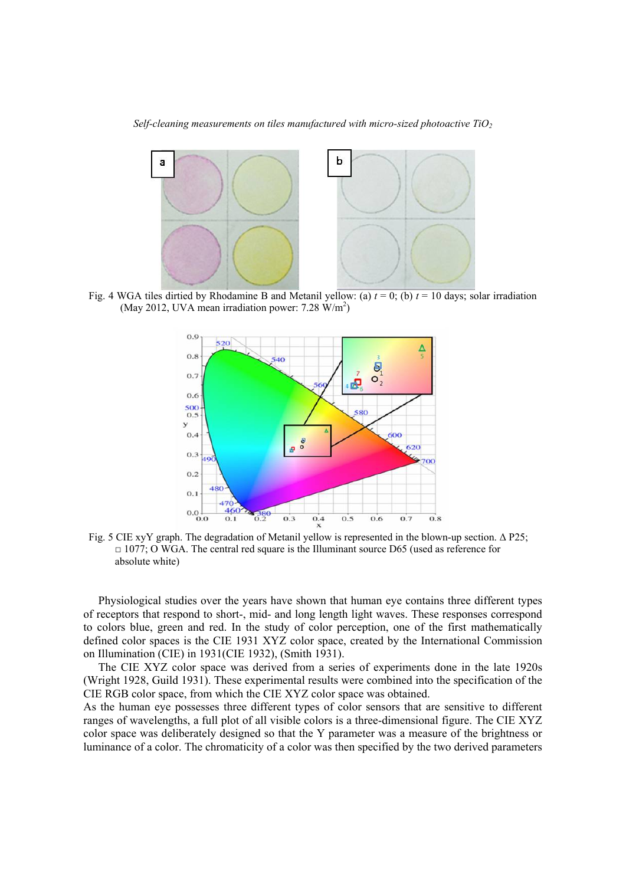Fig. 4 WGA tiles dirtied by Rhodamine B and Metanil yellow: (a) $t = 0$; (b) $t = 10$ days; solar irradiation (May 2012, UVA mean irradiation power: 7.28 W/m$^2$)

Fig. 5 CIE xyY graph. The degradation of Metanil yellow is represented in the blown-up section. Δ P25; □ 1077; O WGA. The central red square is the Illuminant source D65 (used as reference for absolute white)

Physiological studies over the years have shown that human eye contains three different types of receptors that respond to short-, mid- and long length light waves. These responses correspond to colors blue, green and red. In the study of color perception, one of the first mathematically defined color spaces is the CIE 1931 XYZ color space, created by the International Commission on Illumination (CIE) in 1931(CIE 1932), (Smith 1931).

The CIE XYZ color space was derived from a series of experiments done in the late 1920s (Wright 1928, Guild 1931). These experimental results were combined into the specification of the CIE RGB color space, from which the CIE XYZ color space was obtained.

As the human eye possesses three different types of color sensors that are sensitive to different ranges of wavelengths, a full plot of all visible colors is a three-dimensional figure. The CIE XYZ color space was deliberately designed so that the Y parameter was a measure of the brightness or luminance of a color. The chromaticity of a color was then specified by the two derived parameters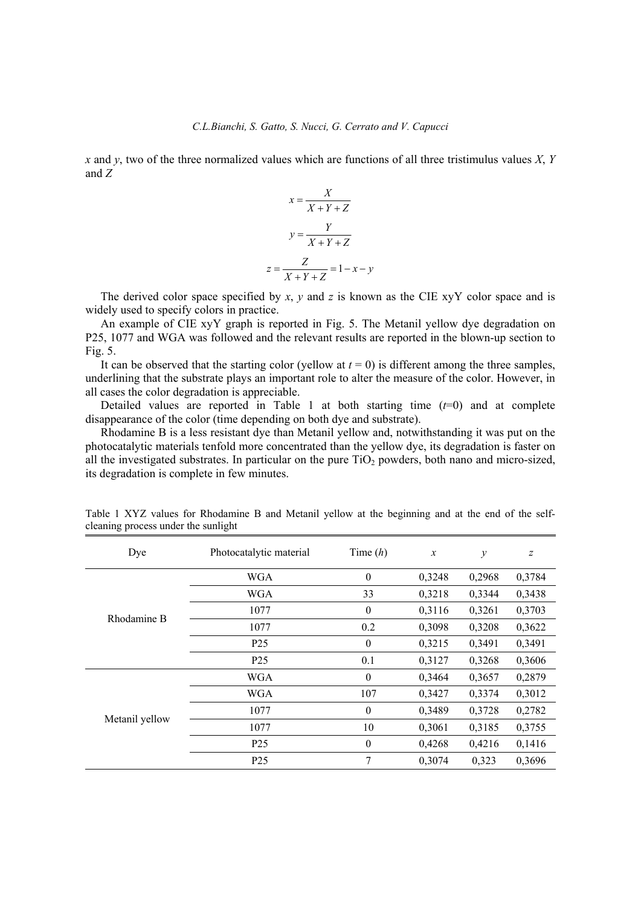$x$ and $y$, two of the three normalized values which are functions of all three tristimulus values $X$, $Y$ and $Z$

$$x = \frac{X}{X+Y+Z}$$

$$y = \frac{Y}{X+Y+Z}$$

$$z = \frac{Z}{X+Y+Z} = 1 - x - y$$

The derived color space specified by $x$, $y$ and $z$ is known as the CIE xyY color space and is widely used to specify colors in practice.

An example of CIE xyY graph is reported in Fig. 5. The Metanil yellow dye degradation on P25, 1077 and WGA was followed and the relevant results are reported in the blown-up section to Fig. 5.

It can be observed that the starting color (yellow at $t = 0$) is different among the three samples, underlining that the substrate plays an important role to alter the measure of the color. However, in all cases the color degradation is appreciable.

Detailed values are reported in Table 1 at both starting time ($t$=0) and at complete disappearance of the color (time depending on both dye and substrate).

Rhodamine B is a less resistant dye than Metanil yellow and, notwithstanding it was put on the photocatalytic materials tenfold more concentrated than the yellow dye, its degradation is faster on all the investigated substrates. In particular on the pure $TiO_2$ powders, both nano and micro-sized, its degradation is complete in few minutes.

Table 1 XYZ values for Rhodamine B and Metanil yellow at the beginning and at the end of the self-cleaning process under the sunlight

| Dye | Photocatalytic material | Time ($h$) | $x$ | $y$ | $z$ |
|---|---|---|---|---|---|
| Rhodamine B | WGA | 0 | 0,3248 | 0,2968 | 0,3784 |
| | WGA | 33 | 0,3218 | 0,3344 | 0,3438 |
| | 1077 | 0 | 0,3116 | 0,3261 | 0,3703 |
| | 1077 | 0.2 | 0,3098 | 0,3208 | 0,3622 |
| | P25 | 0 | 0,3215 | 0,3491 | 0,3491 |
| | P25 | 0.1 | 0,3127 | 0,3268 | 0,3606 |
| Metanil yellow | WGA | 0 | 0,3464 | 0,3657 | 0,2879 |
| | WGA | 107 | 0,3427 | 0,3374 | 0,3012 |
| | 1077 | 0 | 0,3489 | 0,3728 | 0,2782 |
| | 1077 | 10 | 0,3061 | 0,3185 | 0,3755 |
| | P25 | 0 | 0,4268 | 0,4216 | 0,1416 |
| | P25 | 7 | 0,3074 | 0,323 | 0,3696 |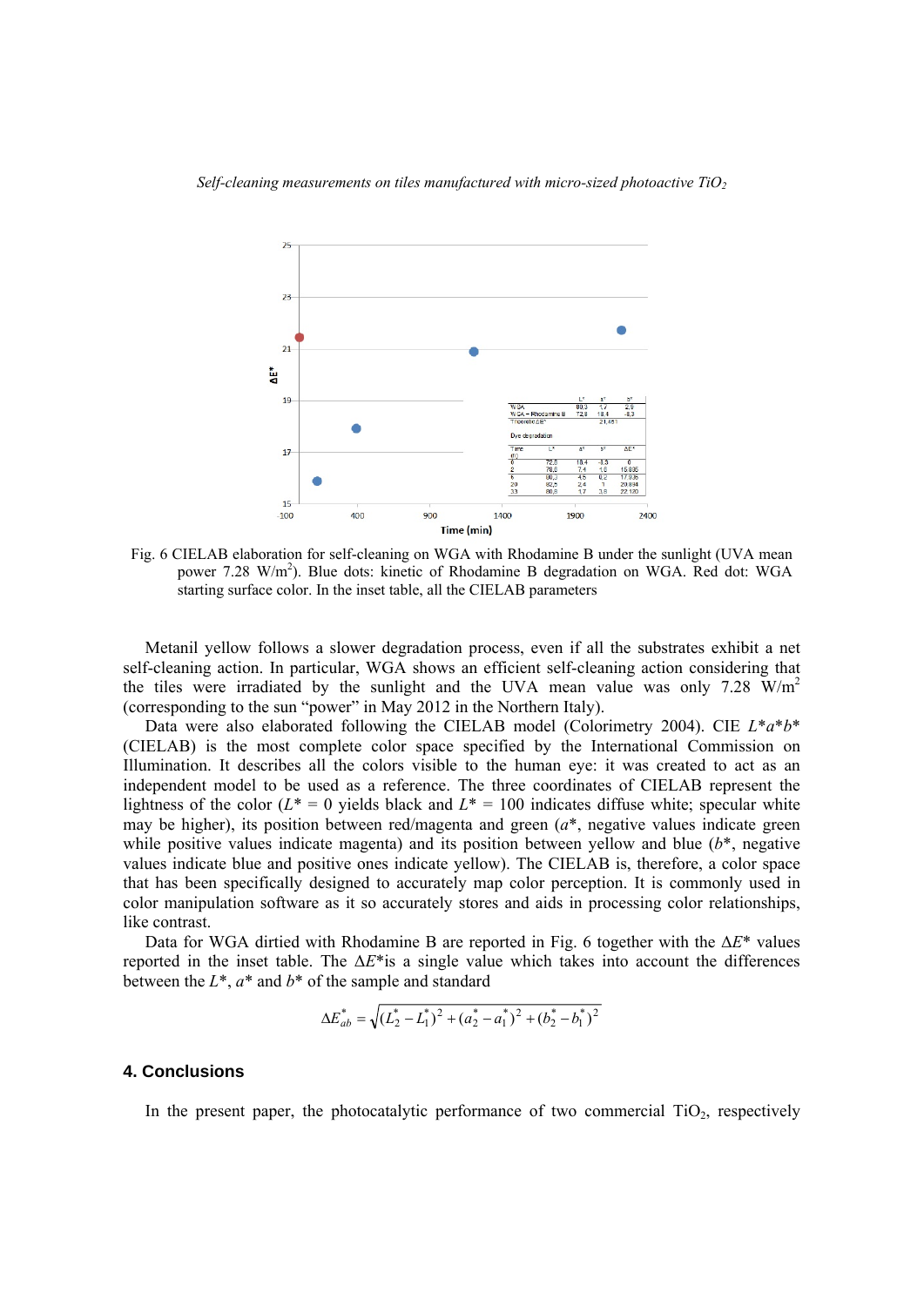Fig. 6 CIELAB elaboration for self-cleaning on WGA with Rhodamine B under the sunlight (UVA mean power 7.28 W/m$^2$). Blue dots: kinetic of Rhodamine B degradation on WGA. Red dot: WGA starting surface color. In the inset table, all the CIELAB parameters

Metanil yellow follows a slower degradation process, even if all the substrates exhibit a net self-cleaning action. In particular, WGA shows an efficient self-cleaning action considering that the tiles were irradiated by the sunlight and the UVA mean value was only 7.28 W/m$^2$ (corresponding to the sun "power" in May 2012 in the Northern Italy).

Data were also elaborated following the CIELAB model (Colorimetry 2004). CIE $L^*a^*b^*$ (CIELAB) is the most complete color space specified by the International Commission on Illumination. It describes all the colors visible to the human eye: it was created to act as an independent model to be used as a reference. The three coordinates of CIELAB represent the lightness of the color ($L^* = 0$ yields black and $L^* = 100$ indicates diffuse white; specular white may be higher), its position between red/magenta and green ($a^*$, negative values indicate green while positive values indicate magenta) and its position between yellow and blue ($b^*$, negative values indicate blue and positive ones indicate yellow). The CIELAB is, therefore, a color space that has been specifically designed to accurately map color perception. It is commonly used in color manipulation software as it so accurately stores and aids in processing color relationships, like contrast.

Data for WGA dirtied with Rhodamine B are reported in Fig. 6 together with the $\Delta E^*$ values reported in the inset table. The $\Delta E^*$is a single value which takes into account the differences between the $L^*$, $a^*$ and $b^*$ of the sample and standard

$$\Delta E_{ab}^* = \sqrt{(L_2^* - L_1^*)^2 + (a_2^* - a_1^*)^2 + (b_2^* - b_1^*)^2}$$

## 4. Conclusions

In the present paper, the photocatalytic performance of two commercial $TiO_2$, respectively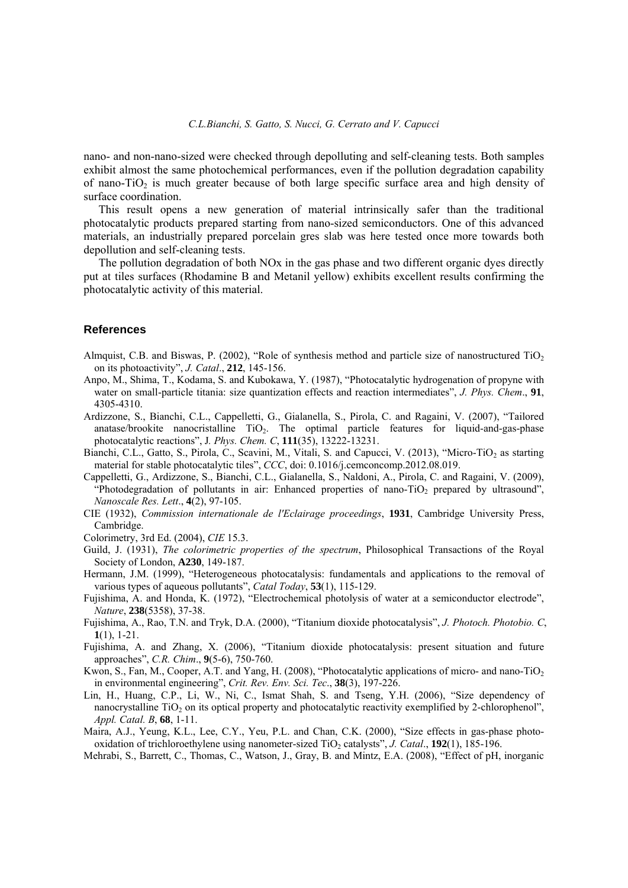nano- and non-nano-sized were checked through depolluting and self-cleaning tests. Both samples exhibit almost the same photochemical performances, even if the pollution degradation capability of nano-$TiO_2$ is much greater because of both large specific surface area and high density of surface coordination.

This result opens a new generation of material intrinsically safer than the traditional photocatalytic products prepared starting from nano-sized semiconductors. One of this advanced materials, an industrially prepared porcelain gres slab was here tested once more towards both depollution and self-cleaning tests.

The pollution degradation of both NOx in the gas phase and two different organic dyes directly put at tiles surfaces (Rhodamine B and Metanil yellow) exhibits excellent results confirming the photocatalytic activity of this material.

## References

Almquist, C.B. and Biswas, P. (2002), "Role of synthesis method and particle size of nanostructured $TiO_2$ on its photoactivity", *J. Catal*., **212**, 145-156.

Anpo, M., Shima, T., Kodama, S. and Kubokawa, Y. (1987), "Photocatalytic hydrogenation of propyne with water on small-particle titania: size quantization effects and reaction intermediates", *J. Phys. Chem*., **91**, 4305-4310.

Ardizzone, S., Bianchi, C.L., Cappelletti, G., Gialanella, S., Pirola, C. and Ragaini, V. (2007), "Tailored anatase/brookite nanocristalline $TiO_2$. The optimal particle features for liquid-and-gas-phase photocatalytic reactions", J*. Phys. Chem. C*, **111**(35), 13222-13231.

Bianchi, C.L., Gatto, S., Pirola, C., Scavini, M., Vitali, S. and Capucci, V. (2013), "Micro-$TiO_2$ as starting material for stable photocatalytic tiles", *CCC*, doi: 0.1016/j.cemconcomp.2012.08.019.

Cappelletti, G., Ardizzone, S., Bianchi, C.L., Gialanella, S., Naldoni, A., Pirola, C. and Ragaini, V. (2009), "Photodegradation of pollutants in air: Enhanced properties of nano-$TiO_2$ prepared by ultrasound", *Nanoscale Res. Lett*., **4**(2), 97-105.

CIE (1932), *Commission internationale de l'Eclairage proceedings*, **1931**, Cambridge University Press, Cambridge.

Colorimetry, 3rd Ed. (2004), *CIE* 15.3.

Guild, J. (1931), *The colorimetric properties of the spectrum*, Philosophical Transactions of the Royal Society of London, **A230**, 149-187.

Hermann, J.M. (1999), "Heterogeneous photocatalysis: fundamentals and applications to the removal of various types of aqueous pollutants", *Catal Today*, **53**(1), 115-129.

Fujishima, A. and Honda, K. (1972), "Electrochemical photolysis of water at a semiconductor electrode", *Nature*, **238**(5358), 37-38.

Fujishima, A., Rao, T.N. and Tryk, D.A. (2000), "Titanium dioxide photocatalysis", *J. Photoch. Photobio. C*, **1**(1), 1-21.

Fujishima, A. and Zhang, X. (2006), "Titanium dioxide photocatalysis: present situation and future approaches", *C.R. Chim*., **9**(5-6), 750-760.

Kwon, S., Fan, M., Cooper, A.T. and Yang, H. (2008), "Photocatalytic applications of micro- and nano-$TiO_2$ in environmental engineering", *Crit. Rev. Env. Sci. Tec*., **38**(3), 197-226.

Lin, H., Huang, C.P., Li, W., Ni, C., Ismat Shah, S. and Tseng, Y.H. (2006), "Size dependency of nanocrystalline $TiO_2$ on its optical property and photocatalytic reactivity exemplified by 2-chlorophenol", *Appl. Catal. B*, **68**, 1-11.

Maira, A.J., Yeung, K.L., Lee, C.Y., Yeu, P.L. and Chan, C.K. (2000), "Size effects in gas-phase photo-oxidation of trichloroethylene using nanometer-sized $TiO_2$ catalysts", *J. Catal*., **192**(1), 185-196.

Mehrabi, S., Barrett, C., Thomas, C., Watson, J., Gray, B. and Mintz, E.A. (2008), "Effect of pH, inorganic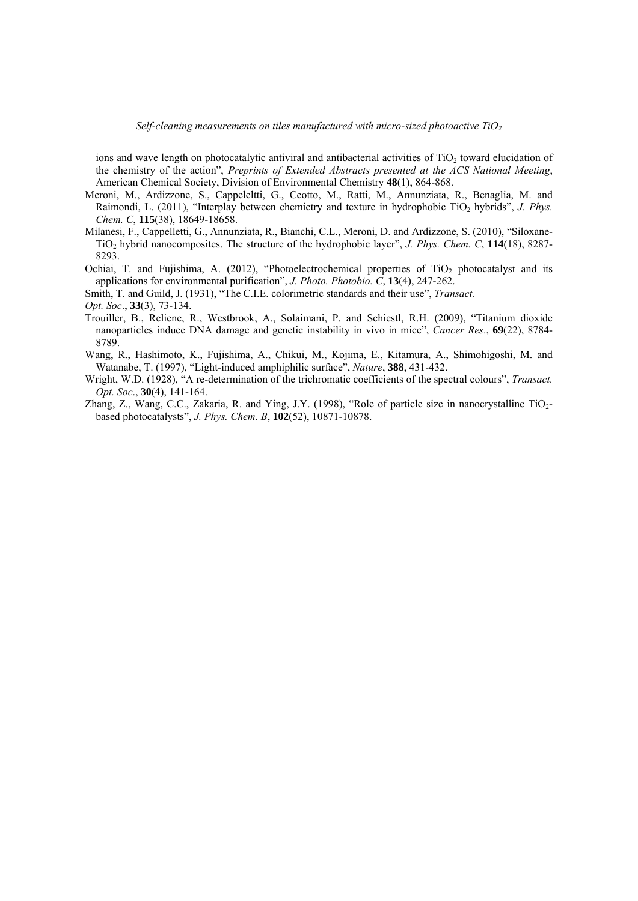ions and wave length on photocatalytic antiviral and antibacterial activities of $TiO_2$ toward elucidation of the chemistry of the action", *Preprints of Extended Abstracts presented at the ACS National Meeting*, American Chemical Society, Division of Environmental Chemistry **48**(1), 864-868.

Meroni, M., Ardizzone, S., Cappeleltti, G., Ceotto, M., Ratti, M., Annunziata, R., Benaglia, M. and Raimondi, L. (2011), "Interplay between chemictry and texture in hydrophobic $TiO_2$ hybrids", *J. Phys. Chem. C*, **115**(38), 18649-18658.

Milanesi, F., Cappelletti, G., Annunziata, R., Bianchi, C.L., Meroni, D. and Ardizzone, S. (2010), "Siloxane-$TiO_2$ hybrid nanocomposites. The structure of the hydrophobic layer", *J. Phys. Chem. C*, **114**(18), 8287-8293.

Ochiai, T. and Fujishima, A. (2012), "Photoelectrochemical properties of $TiO_2$ photocatalyst and its applications for environmental purification", *J. Photo. Photobio. C*, **13**(4), 247-262.

Smith, T. and Guild, J. (1931), "The C.I.E. colorimetric standards and their use", *Transact. Opt. Soc*., **33**(3), 73-134.

Trouiller, B., Reliene, R., Westbrook, A., Solaimani, P. and Schiestl, R.H. (2009), "Titanium dioxide nanoparticles induce DNA damage and genetic instability in vivo in mice", *Cancer Res*., **69**(22), 8784-8789.

Wang, R., Hashimoto, K., Fujishima, A., Chikui, M., Kojima, E., Kitamura, A., Shimohigoshi, M. and Watanabe, T. (1997), "Light-induced amphiphilic surface", *Nature*, **388**, 431-432.

Wright, W.D. (1928), "A re-determination of the trichromatic coefficients of the spectral colours", *Transact. Opt. Soc*., **30**(4), 141-164.

Zhang, Z., Wang, C.C., Zakaria, R. and Ying, J.Y. (1998), "Role of particle size in nanocrystalline $TiO_2$-based photocatalysts", *J. Phys. Chem. B*, **102**(52), 10871-10878.